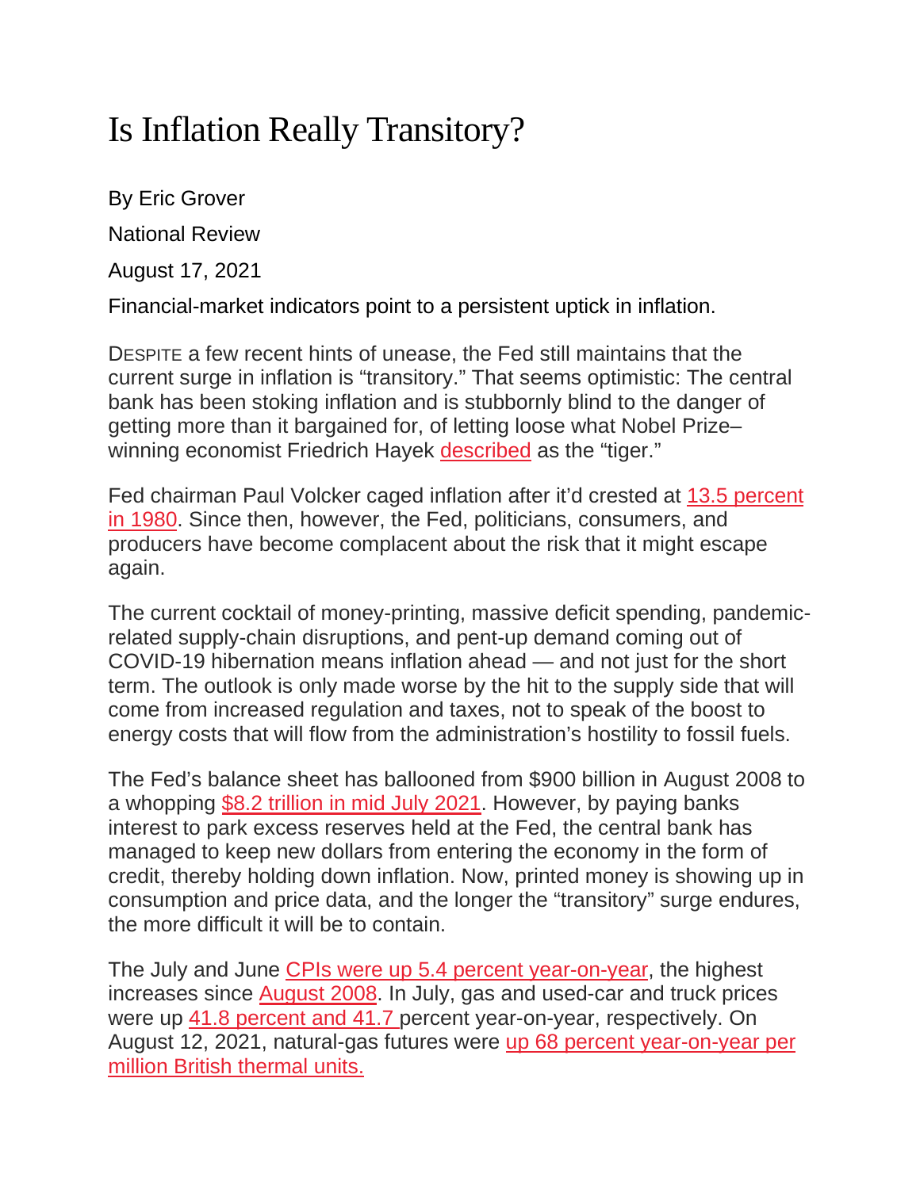# Is Inflation Really Transitory?

By Eric Grover

National Review

August 17, 2021

Financial-market indicators point to a persistent uptick in inflation.

DESPITE a few recent hints of unease, the Fed still maintains that the current surge in inflation is "transitory." That seems optimistic: The central bank has been stoking inflation and is stubbornly blind to the danger of getting more than it bargained for, of letting loose what Nobel Prize–winning economist Friedrich Hayek described as the "tiger."

Fed chairman Paul Volcker caged inflation after it'd crested at 13.5 percent in 1980. Since then, however, the Fed, politicians, consumers, and producers have become complacent about the risk that it might escape again.

The current cocktail of money-printing, massive deficit spending, pandemic-related supply-chain disruptions, and pent-up demand coming out of COVID-19 hibernation means inflation ahead — and not just for the short term. The outlook is only made worse by the hit to the supply side that will come from increased regulation and taxes, not to speak of the boost to energy costs that will flow from the administration's hostility to fossil fuels.

The Fed's balance sheet has ballooned from $900 billion in August 2008 to a whopping $8.2 trillion in mid July 2021. However, by paying banks interest to park excess reserves held at the Fed, the central bank has managed to keep new dollars from entering the economy in the form of credit, thereby holding down inflation. Now, printed money is showing up in consumption and price data, and the longer the "transitory" surge endures, the more difficult it will be to contain.

The July and June CPIs were up 5.4 percent year-on-year, the highest increases since August 2008. In July, gas and used-car and truck prices were up 41.8 percent and 41.7 percent year-on-year, respectively. On August 12, 2021, natural-gas futures were up 68 percent year-on-year per million British thermal units.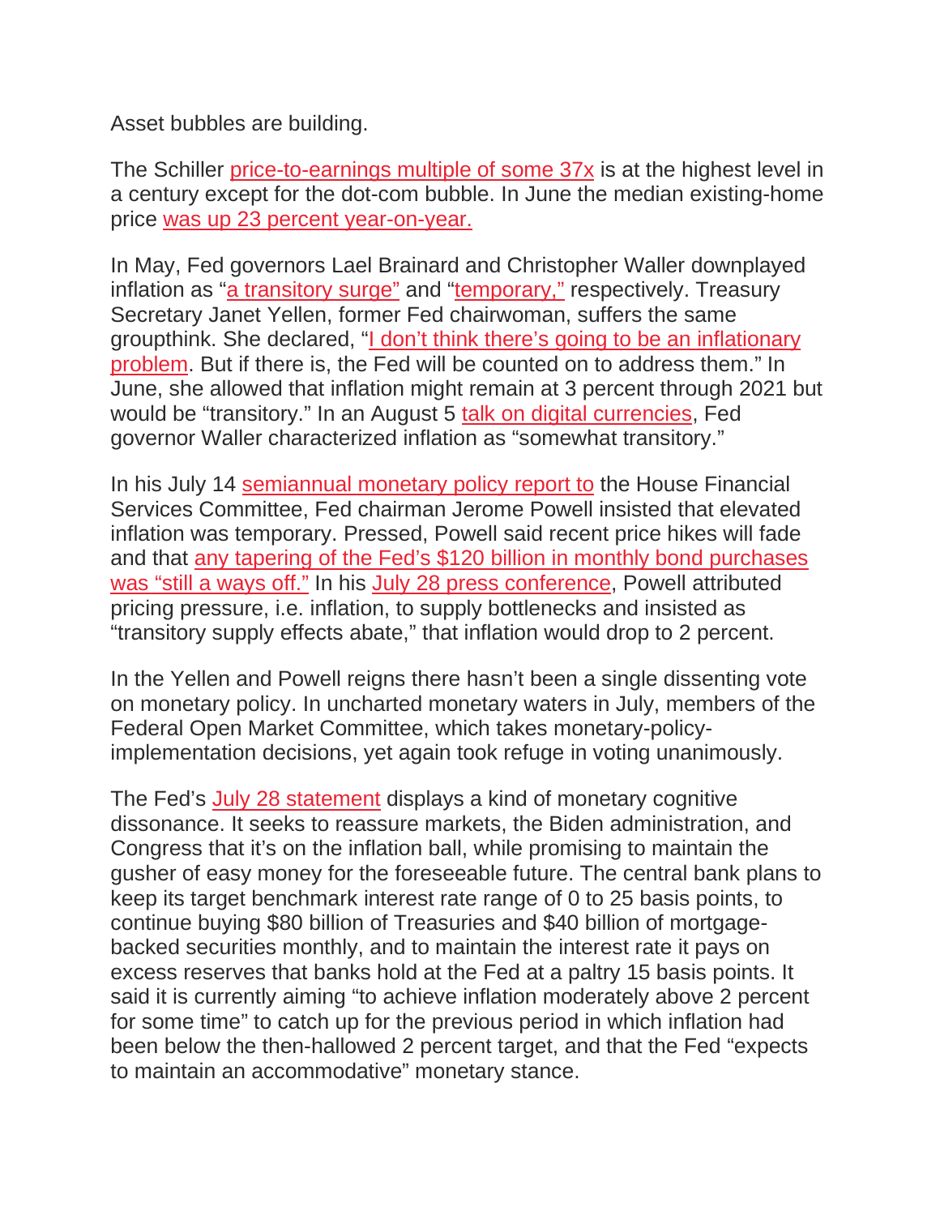Asset bubbles are building.

The Schiller price-to-earnings multiple of some 37x is at the highest level in a century except for the dot-com bubble. In June the median existing-home price was up 23 percent year-on-year.

In May, Fed governors Lael Brainard and Christopher Waller downplayed inflation as "a transitory surge" and "temporary," respectively. Treasury Secretary Janet Yellen, former Fed chairwoman, suffers the same groupthink. She declared, "I don't think there's going to be an inflationary problem. But if there is, the Fed will be counted on to address them." In June, she allowed that inflation might remain at 3 percent through 2021 but would be "transitory." In an August 5 talk on digital currencies, Fed governor Waller characterized inflation as "somewhat transitory."

In his July 14 semiannual monetary policy report to the House Financial Services Committee, Fed chairman Jerome Powell insisted that elevated inflation was temporary. Pressed, Powell said recent price hikes will fade and that any tapering of the Fed's $120 billion in monthly bond purchases was "still a ways off." In his July 28 press conference, Powell attributed pricing pressure, i.e. inflation, to supply bottlenecks and insisted as "transitory supply effects abate," that inflation would drop to 2 percent.

In the Yellen and Powell reigns there hasn't been a single dissenting vote on monetary policy. In uncharted monetary waters in July, members of the Federal Open Market Committee, which takes monetary-policy-implementation decisions, yet again took refuge in voting unanimously.

The Fed's July 28 statement displays a kind of monetary cognitive dissonance. It seeks to reassure markets, the Biden administration, and Congress that it's on the inflation ball, while promising to maintain the gusher of easy money for the foreseeable future. The central bank plans to keep its target benchmark interest rate range of 0 to 25 basis points, to continue buying $80 billion of Treasuries and $40 billion of mortgage-backed securities monthly, and to maintain the interest rate it pays on excess reserves that banks hold at the Fed at a paltry 15 basis points. It said it is currently aiming "to achieve inflation moderately above 2 percent for some time" to catch up for the previous period in which inflation had been below the then-hallowed 2 percent target, and that the Fed "expects to maintain an accommodative" monetary stance.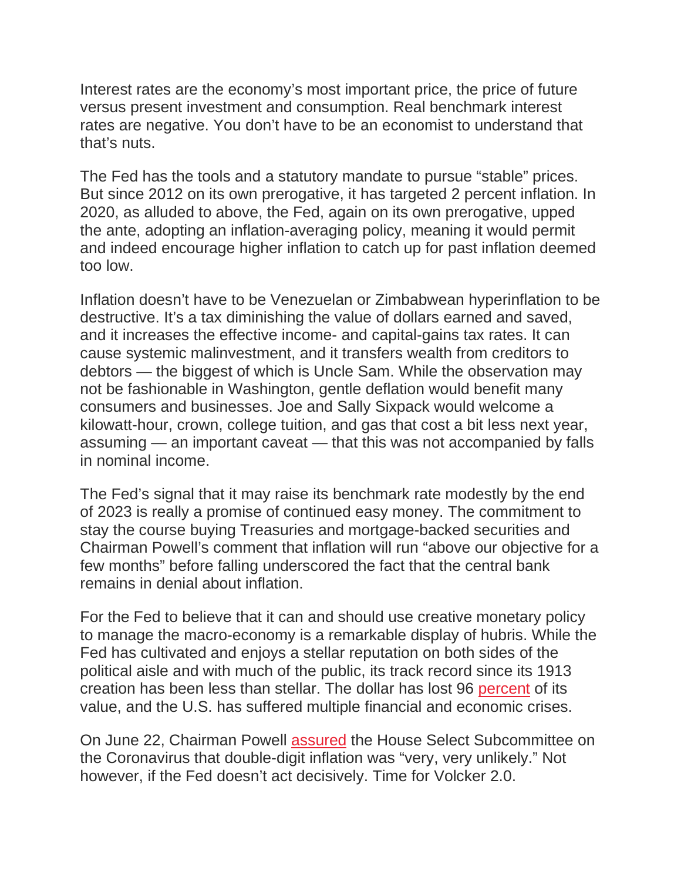Interest rates are the economy's most important price, the price of future versus present investment and consumption. Real benchmark interest rates are negative. You don't have to be an economist to understand that that's nuts.

The Fed has the tools and a statutory mandate to pursue "stable" prices. But since 2012 on its own prerogative, it has targeted 2 percent inflation. In 2020, as alluded to above, the Fed, again on its own prerogative, upped the ante, adopting an inflation-averaging policy, meaning it would permit and indeed encourage higher inflation to catch up for past inflation deemed too low.

Inflation doesn't have to be Venezuelan or Zimbabwean hyperinflation to be destructive. It's a tax diminishing the value of dollars earned and saved, and it increases the effective income- and capital-gains tax rates. It can cause systemic malinvestment, and it transfers wealth from creditors to debtors — the biggest of which is Uncle Sam. While the observation may not be fashionable in Washington, gentle deflation would benefit many consumers and businesses. Joe and Sally Sixpack would welcome a kilowatt-hour, crown, college tuition, and gas that cost a bit less next year, assuming — an important caveat — that this was not accompanied by falls in nominal income.

The Fed's signal that it may raise its benchmark rate modestly by the end of 2023 is really a promise of continued easy money. The commitment to stay the course buying Treasuries and mortgage-backed securities and Chairman Powell's comment that inflation will run "above our objective for a few months" before falling underscored the fact that the central bank remains in denial about inflation.

For the Fed to believe that it can and should use creative monetary policy to manage the macro-economy is a remarkable display of hubris. While the Fed has cultivated and enjoys a stellar reputation on both sides of the political aisle and with much of the public, its track record since its 1913 creation has been less than stellar. The dollar has lost 96 percent of its value, and the U.S. has suffered multiple financial and economic crises.

On June 22, Chairman Powell assured the House Select Subcommittee on the Coronavirus that double-digit inflation was "very, very unlikely." Not however, if the Fed doesn't act decisively. Time for Volcker 2.0.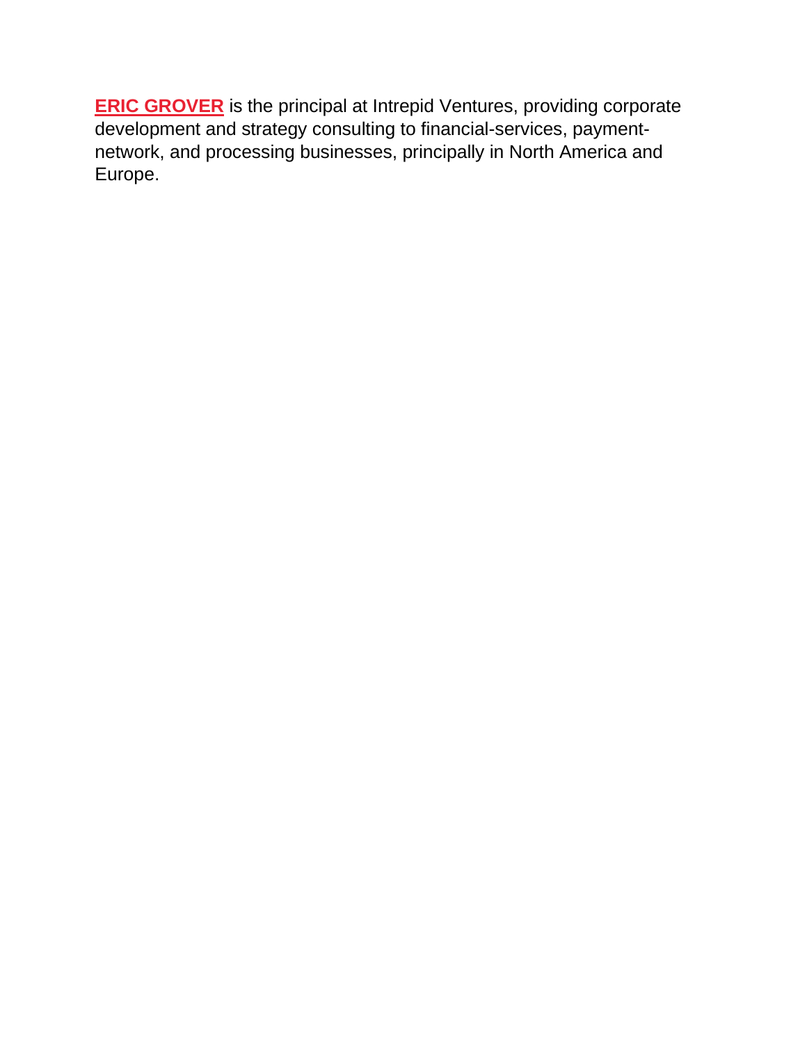**ERIC GROVER** is the principal at Intrepid Ventures, providing corporate development and strategy consulting to financial-services, payment-network, and processing businesses, principally in North America and Europe.